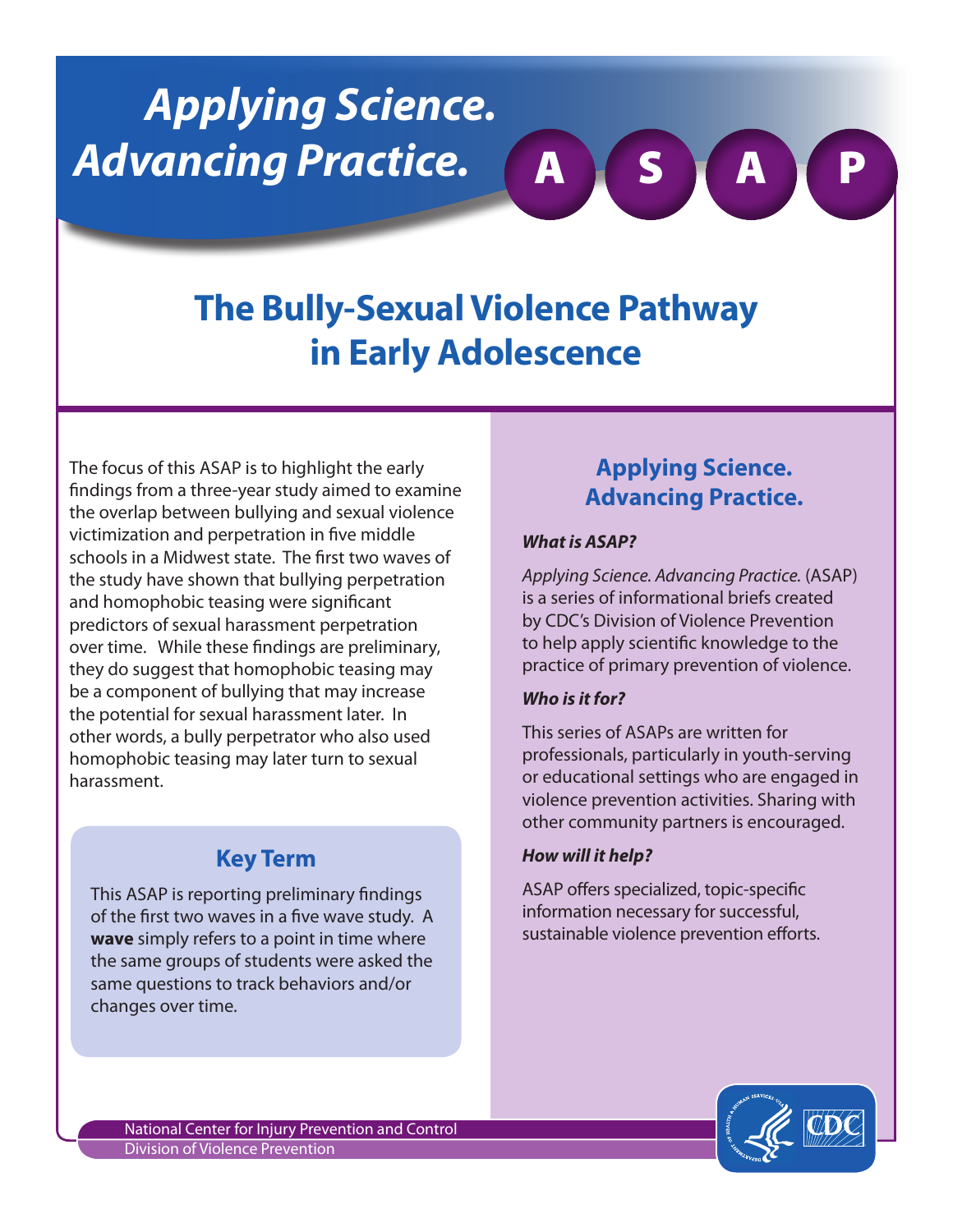# Applying Science. Advancing Practice.

A S A P

## The Bully-Sexual Violence Pathway in Early Adolescence

The focus of this ASAP is to highlight the early findings from a three-year study aimed to examine the overlap between bullying and sexual violence victimization and perpetration in five middle schools in a Midwest state. The first two waves of the study have shown that bullying perpetration and homophobic teasing were significant predictors of sexual harassment perpetration over time. While these findings are preliminary, they do suggest that homophobic teasing may be a component of bullying that may increase the potential for sexual harassment later. In other words, a bully perpetrator who also used homophobic teasing may later turn to sexual harassment.

### Key Term

This ASAP is reporting preliminary findings of the first two waves in a five wave study. A **wave** simply refers to a point in time where the same groups of students were asked the same questions to track behaviors and/or changes over time.

### Applying Science. Advancing Practice.

***What is ASAP?***

*Applying Science. Advancing Practice.* (ASAP) is a series of informational briefs created by CDC's Division of Violence Prevention to help apply scientific knowledge to the practice of primary prevention of violence.

***Who is it for?***

This series of ASAPs are written for professionals, particularly in youth-serving or educational settings who are engaged in violence prevention activities. Sharing with other community partners is encouraged.

***How will it help?***

ASAP offers specialized, topic-specific information necessary for successful, sustainable violence prevention efforts.

National Center for Injury Prevention and Control
Division of Violence Prevention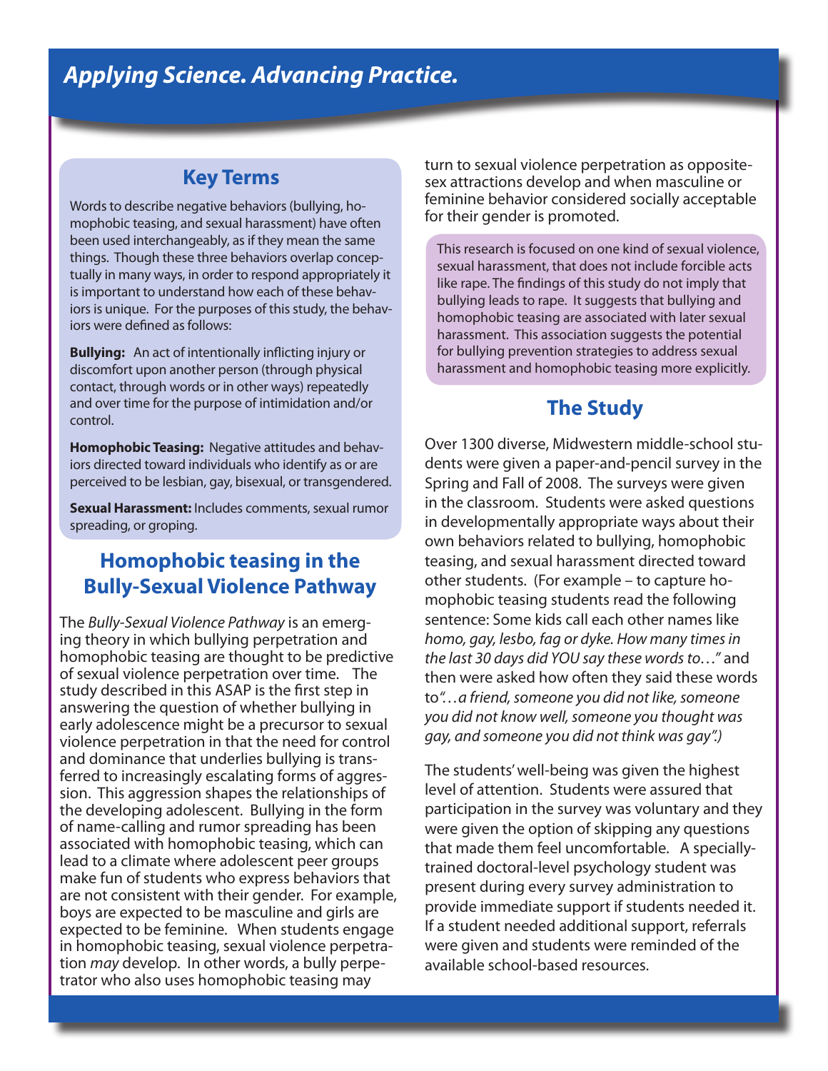## Key Terms

Words to describe negative behaviors (bullying, homophobic teasing, and sexual harassment) have often been used interchangeably, as if they mean the same things. Though these three behaviors overlap conceptually in many ways, in order to respond appropriately it is important to understand how each of these behaviors is unique. For the purposes of this study, the behaviors were defined as follows:

**Bullying:** An act of intentionally inflicting injury or discomfort upon another person (through physical contact, through words or in other ways) repeatedly and over time for the purpose of intimidation and/or control.

**Homophobic Teasing:** Negative attitudes and behaviors directed toward individuals who identify as or are perceived to be lesbian, gay, bisexual, or transgendered.

**Sexual Harassment:** Includes comments, sexual rumor spreading, or groping.

## Homophobic teasing in the Bully-Sexual Violence Pathway

The *Bully-Sexual Violence Pathway* is an emerging theory in which bullying perpetration and homophobic teasing are thought to be predictive of sexual violence perpetration over time. The study described in this ASAP is the first step in answering the question of whether bullying in early adolescence might be a precursor to sexual violence perpetration in that the need for control and dominance that underlies bullying is transferred to increasingly escalating forms of aggression. This aggression shapes the relationships of the developing adolescent. Bullying in the form of name-calling and rumor spreading has been associated with homophobic teasing, which can lead to a climate where adolescent peer groups make fun of students who express behaviors that are not consistent with their gender. For example, boys are expected to be masculine and girls are expected to be feminine. When students engage in homophobic teasing, sexual violence perpetration *may* develop. In other words, a bully perpetrator who also uses homophobic teasing may turn to sexual violence perpetration as opposite-sex attractions develop and when masculine or feminine behavior considered socially acceptable for their gender is promoted.

This research is focused on one kind of sexual violence, sexual harassment, that does not include forcible acts like rape. The findings of this study do not imply that bullying leads to rape. It suggests that bullying and homophobic teasing are associated with later sexual harassment. This association suggests the potential for bullying prevention strategies to address sexual harassment and homophobic teasing more explicitly.

## The Study

Over 1300 diverse, Midwestern middle-school students were given a paper-and-pencil survey in the Spring and Fall of 2008. The surveys were given in the classroom. Students were asked questions in developmentally appropriate ways about their own behaviors related to bullying, homophobic teasing, and sexual harassment directed toward other students. (For example – to capture homophobic teasing students read the following sentence: Some kids call each other names like *homo, gay, lesbo, fag or dyke. How many times in the last 30 days did YOU say these words to…"* and then were asked how often they said these words to *"…a friend, someone you did not like, someone you did not know well, someone you thought was gay, and someone you did not think was gay".)*

The students' well-being was given the highest level of attention. Students were assured that participation in the survey was voluntary and they were given the option of skipping any questions that made them feel uncomfortable. A specially-trained doctoral-level psychology student was present during every survey administration to provide immediate support if students needed it. If a student needed additional support, referrals were given and students were reminded of the available school-based resources.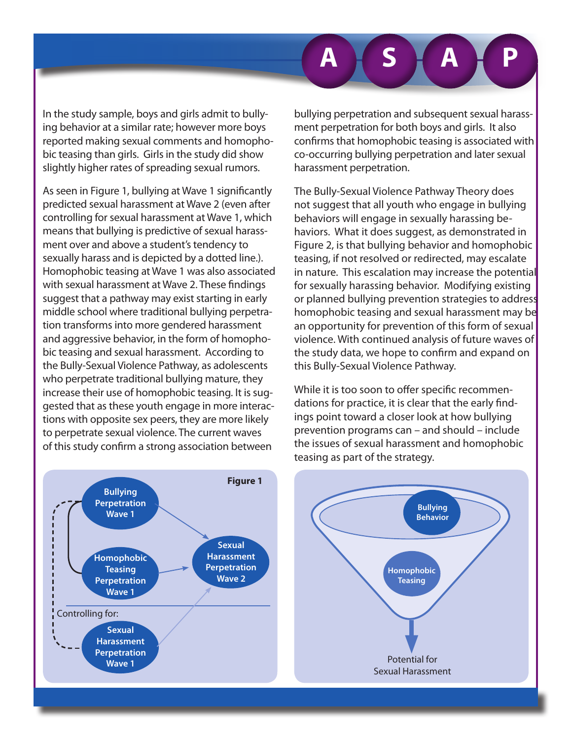In the study sample, boys and girls admit to bullying behavior at a similar rate; however more boys reported making sexual comments and homophobic teasing than girls. Girls in the study did show slightly higher rates of spreading sexual rumors.

As seen in Figure 1, bullying at Wave 1 significantly predicted sexual harassment at Wave 2 (even after controlling for sexual harassment at Wave 1, which means that bullying is predictive of sexual harassment over and above a student's tendency to sexually harass and is depicted by a dotted line.). Homophobic teasing at Wave 1 was also associated with sexual harassment at Wave 2. These findings suggest that a pathway may exist starting in early middle school where traditional bullying perpetration transforms into more gendered harassment and aggressive behavior, in the form of homophobic teasing and sexual harassment. According to the Bully-Sexual Violence Pathway, as adolescents who perpetrate traditional bullying mature, they increase their use of homophobic teasing. It is suggested that as these youth engage in more interactions with opposite sex peers, they are more likely to perpetrate sexual violence. The current waves of this study confirm a strong association between bullying perpetration and subsequent sexual harassment perpetration for both boys and girls. It also confirms that homophobic teasing is associated with co-occurring bullying perpetration and later sexual harassment perpetration.

The Bully-Sexual Violence Pathway Theory does not suggest that all youth who engage in bullying behaviors will engage in sexually harassing behaviors. What it does suggest, as demonstrated in Figure 2, is that bullying behavior and homophobic teasing, if not resolved or redirected, may escalate in nature. This escalation may increase the potential for sexually harassing behavior. Modifying existing or planned bullying prevention strategies to address homophobic teasing and sexual harassment may be an opportunity for prevention of this form of sexual violence. With continued analysis of future waves of the study data, we hope to confirm and expand on this Bully-Sexual Violence Pathway.

While it is too soon to offer specific recommendations for practice, it is clear that the early findings point toward a closer look at how bullying prevention programs can – and should – include the issues of sexual harassment and homophobic teasing as part of the strategy.

**Figure 1**

Bullying Perpetration Wave 1 → Sexual Harassment Perpetration Wave 2

Homophobic Teasing Perpetration Wave 1 → Sexual Harassment Perpetration Wave 2

Controlling for: Sexual Harassment Perpetration Wave 1

Bullying Behavior → Homophobic Teasing → Potential for Sexual Harassment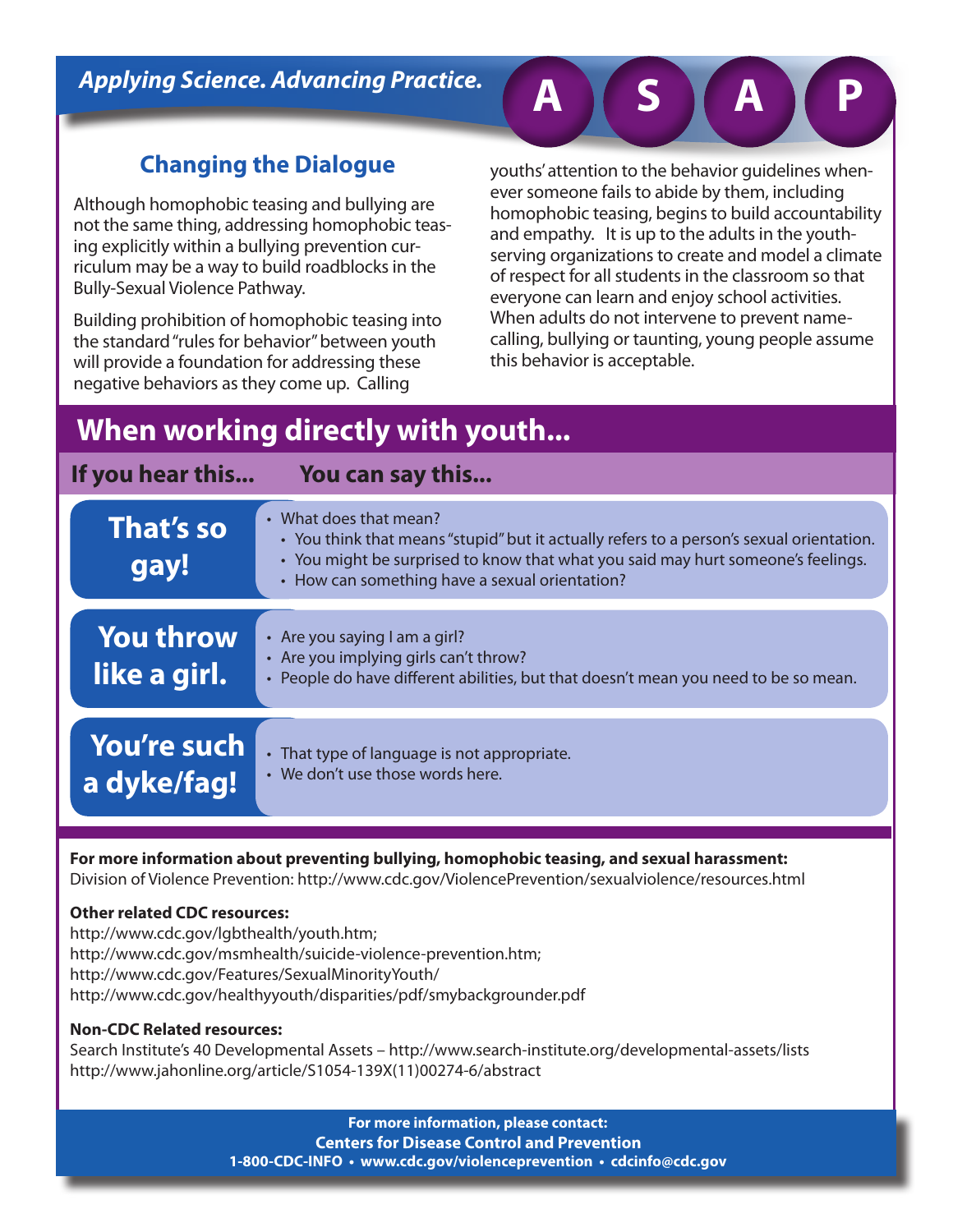*Applying Science. Advancing Practice.* **A S A P**

## Changing the Dialogue

Although homophobic teasing and bullying are not the same thing, addressing homophobic teasing explicitly within a bullying prevention curriculum may be a way to build roadblocks in the Bully-Sexual Violence Pathway.

Building prohibition of homophobic teasing into the standard "rules for behavior" between youth will provide a foundation for addressing these negative behaviors as they come up. Calling youths' attention to the behavior guidelines whenever someone fails to abide by them, including homophobic teasing, begins to build accountability and empathy. It is up to the adults in the youth-serving organizations to create and model a climate of respect for all students in the classroom so that everyone can learn and enjoy school activities. When adults do not intervene to prevent name-calling, bullying or taunting, young people assume this behavior is acceptable.

## When working directly with youth...

| If you hear this... | You can say this... |
|---|---|
| **That's so gay!** | • What does that mean?<br>  • You think that means "stupid" but it actually refers to a person's sexual orientation.<br>  • You might be surprised to know that what you said may hurt someone's feelings.<br>  • How can something have a sexual orientation? |
| **You throw like a girl.** | • Are you saying I am a girl?<br>• Are you implying girls can't throw?<br>• People do have different abilities, but that doesn't mean you need to be so mean. |
| **You're such a dyke/fag!** | • That type of language is not appropriate.<br>• We don't use those words here. |

**For more information about preventing bullying, homophobic teasing, and sexual harassment:**
Division of Violence Prevention: http://www.cdc.gov/ViolencePrevention/sexualviolence/resources.html

**Other related CDC resources:**
http://www.cdc.gov/lgbthealth/youth.htm;
http://www.cdc.gov/msmhealth/suicide-violence-prevention.htm;
http://www.cdc.gov/Features/SexualMinorityYouth/
http://www.cdc.gov/healthyyouth/disparities/pdf/smybackgrounder.pdf

**Non-CDC Related resources:**
Search Institute's 40 Developmental Assets – http://www.search-institute.org/developmental-assets/lists
http://www.jahonline.org/article/S1054-139X(11)00274-6/abstract

**For more information, please contact:**
**Centers for Disease Control and Prevention**
**1-800-CDC-INFO • www.cdc.gov/violenceprevention • cdcinfo@cdc.gov**